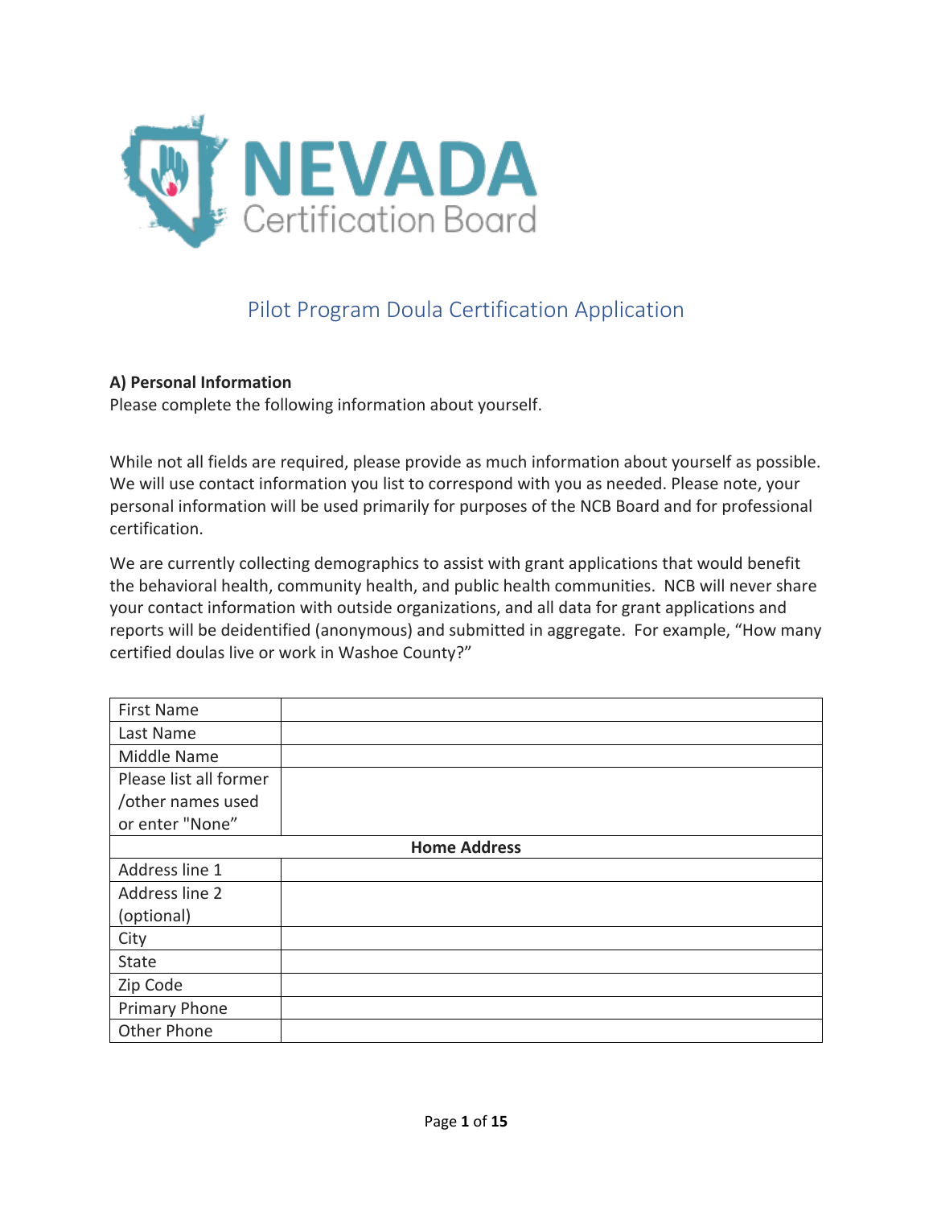# NEVADA Certification Board

## Pilot Program Doula Certification Application

**A) Personal Information**
Please complete the following information about yourself.

While not all fields are required, please provide as much information about yourself as possible. We will use contact information you list to correspond with you as needed. Please note, your personal information will be used primarily for purposes of the NCB Board and for professional certification.

We are currently collecting demographics to assist with grant applications that would benefit the behavioral health, community health, and public health communities. NCB will never share your contact information with outside organizations, and all data for grant applications and reports will be deidentified (anonymous) and submitted in aggregate. For example, "How many certified doulas live or work in Washoe County?"

| | |
|---|---|
| First Name | |
| Last Name | |
| Middle Name | |
| Please list all former /other names used or enter "None" | |
| **Home Address** | |
| Address line 1 | |
| Address line 2 (optional) | |
| City | |
| State | |
| Zip Code | |
| Primary Phone | |
| Other Phone | |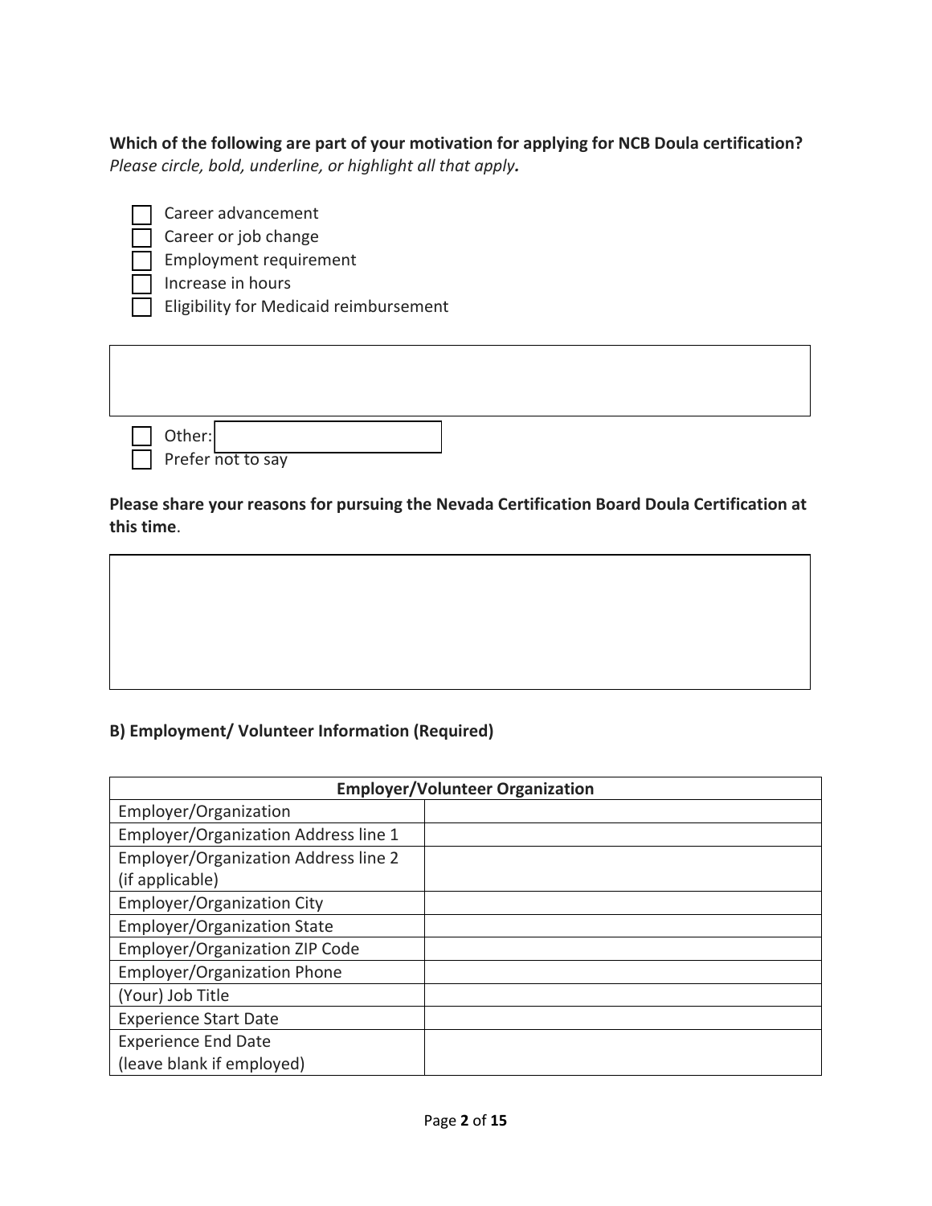**Which of the following are part of your motivation for applying for NCB Doula certification?**
*Please circle, bold, underline, or highlight all that apply.*

- ☐ Career advancement
- ☐ Career or job change
- ☐ Employment requirement
- ☐ Increase in hours
- ☐ Eligibility for Medicaid reimbursement
- ☐ Other: ____________
- ☐ Prefer not to say

**Please share your reasons for pursuing the Nevada Certification Board Doula Certification at this time**.

## B) Employment/ Volunteer Information (Required)

| Employer/Volunteer Organization | |
|---|---|
| Employer/Organization | |
| Employer/Organization Address line 1 | |
| Employer/Organization Address line 2 (if applicable) | |
| Employer/Organization City | |
| Employer/Organization State | |
| Employer/Organization ZIP Code | |
| Employer/Organization Phone | |
| (Your) Job Title | |
| Experience Start Date | |
| Experience End Date (leave blank if employed) | |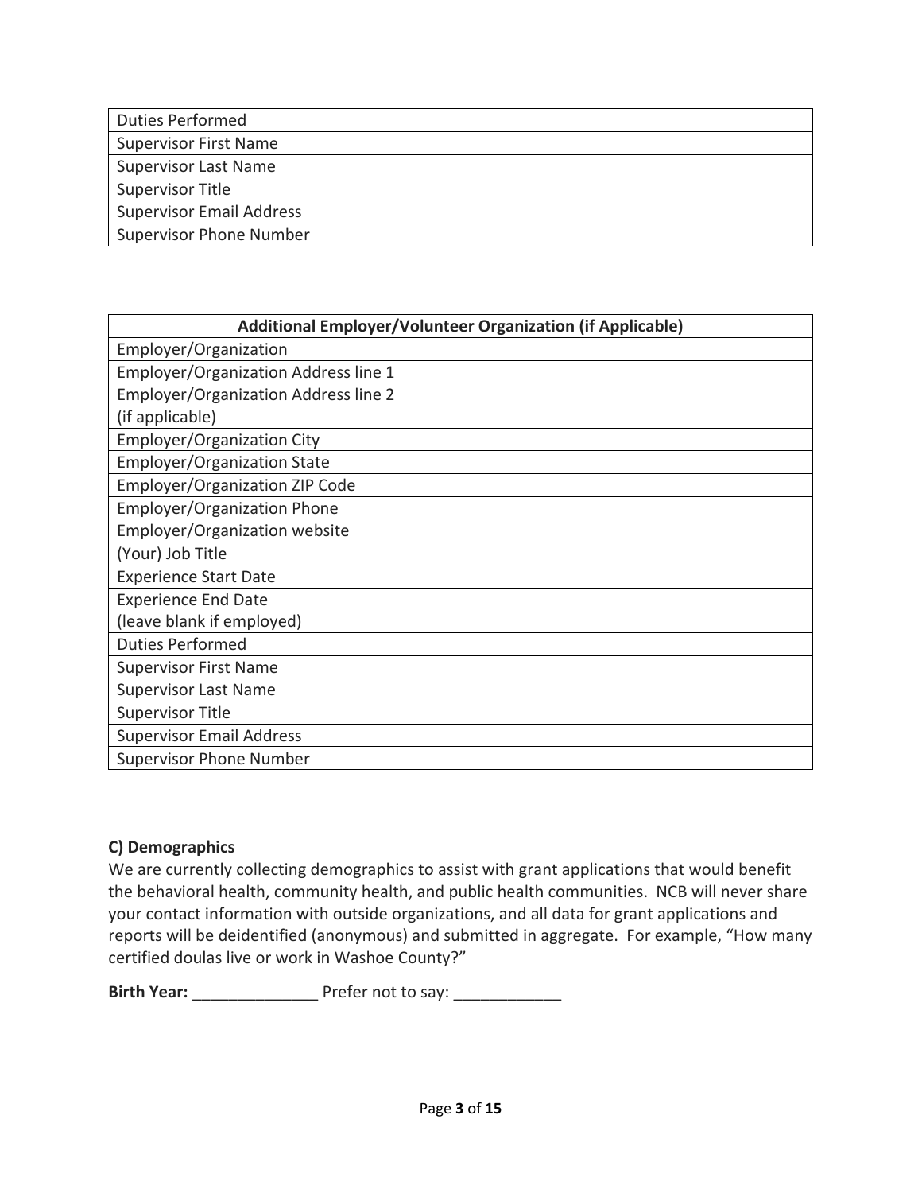| Duties Performed | |
| --- | --- |
| Supervisor First Name | |
| Supervisor Last Name | |
| Supervisor Title | |
| Supervisor Email Address | |
| Supervisor Phone Number | |

| Additional Employer/Volunteer Organization (if Applicable) | |
| --- | --- |
| Employer/Organization | |
| Employer/Organization Address line 1 | |
| Employer/Organization Address line 2 (if applicable) | |
| Employer/Organization City | |
| Employer/Organization State | |
| Employer/Organization ZIP Code | |
| Employer/Organization Phone | |
| Employer/Organization website | |
| (Your) Job Title | |
| Experience Start Date | |
| Experience End Date (leave blank if employed) | |
| Duties Performed | |
| Supervisor First Name | |
| Supervisor Last Name | |
| Supervisor Title | |
| Supervisor Email Address | |
| Supervisor Phone Number | |

**C) Demographics**

We are currently collecting demographics to assist with grant applications that would benefit the behavioral health, community health, and public health communities. NCB will never share your contact information with outside organizations, and all data for grant applications and reports will be deidentified (anonymous) and submitted in aggregate. For example, "How many certified doulas live or work in Washoe County?"

**Birth Year:** ______________ Prefer not to say: ____________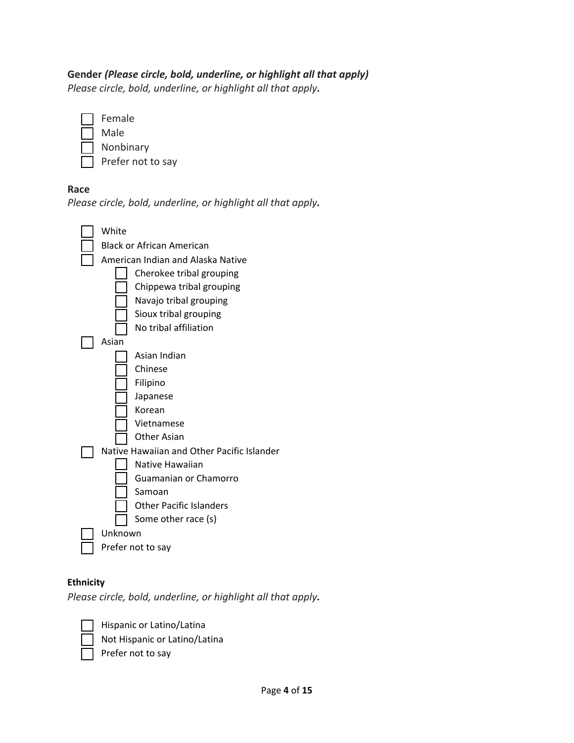**Gender** ***(Please circle, bold, underline, or highlight all that apply)***

*Please circle, bold, underline, or highlight all that apply.*

- ☐ Female
- ☐ Male
- ☐ Nonbinary
- ☐ Prefer not to say

**Race**

*Please circle, bold, underline, or highlight all that apply.*

- ☐ White
- ☐ Black or African American
- ☐ American Indian and Alaska Native
  - ☐ Cherokee tribal grouping
  - ☐ Chippewa tribal grouping
  - ☐ Navajo tribal grouping
  - ☐ Sioux tribal grouping
  - ☐ No tribal affiliation
- ☐ Asian
  - ☐ Asian Indian
  - ☐ Chinese
  - ☐ Filipino
  - ☐ Japanese
  - ☐ Korean
  - ☐ Vietnamese
  - ☐ Other Asian
- ☐ Native Hawaiian and Other Pacific Islander
  - ☐ Native Hawaiian
  - ☐ Guamanian or Chamorro
  - ☐ Samoan
  - ☐ Other Pacific Islanders
  - ☐ Some other race (s)
- ☐ Unknown
- ☐ Prefer not to say

**Ethnicity**

*Please circle, bold, underline, or highlight all that apply.*

- ☐ Hispanic or Latino/Latina
- ☐ Not Hispanic or Latino/Latina
- ☐ Prefer not to say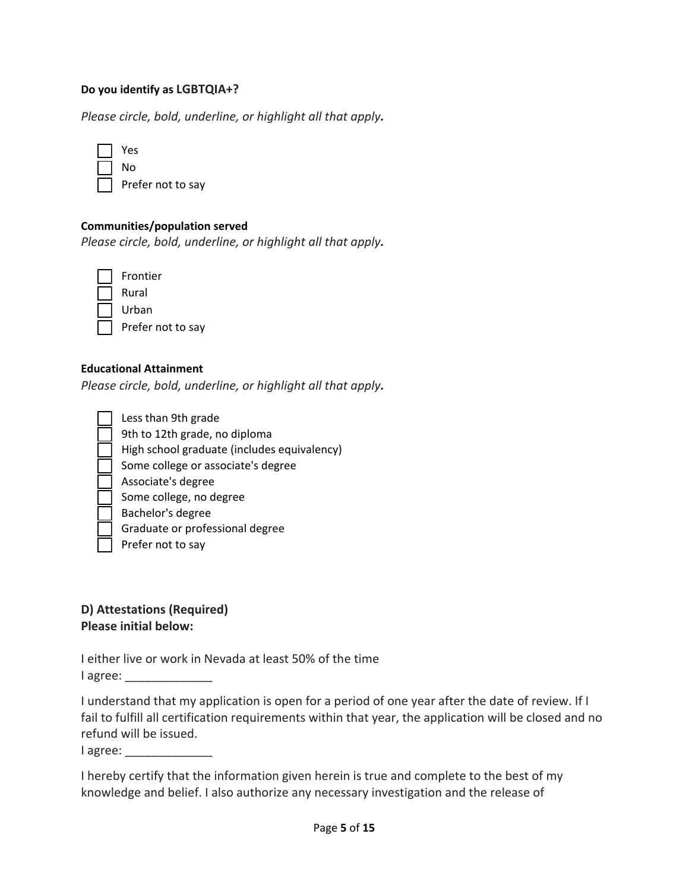**Do you identify as LGBTQIA+?**

*Please circle, bold, underline, or highlight all that apply.*

- ☐ Yes
- ☐ No
- ☐ Prefer not to say

**Communities/population served**

*Please circle, bold, underline, or highlight all that apply.*

- ☐ Frontier
- ☐ Rural
- ☐ Urban
- ☐ Prefer not to say

**Educational Attainment**

*Please circle, bold, underline, or highlight all that apply.*

- ☐ Less than 9th grade
- ☐ 9th to 12th grade, no diploma
- ☐ High school graduate (includes equivalency)
- ☐ Some college or associate's degree
- ☐ Associate's degree
- ☐ Some college, no degree
- ☐ Bachelor's degree
- ☐ Graduate or professional degree
- ☐ Prefer not to say

## D) Attestations (Required)

**Please initial below:**

I either live or work in Nevada at least 50% of the time

I agree: _____________

I understand that my application is open for a period of one year after the date of review. If I fail to fulfill all certification requirements within that year, the application will be closed and no refund will be issued.

I agree: _____________

I hereby certify that the information given herein is true and complete to the best of my knowledge and belief. I also authorize any necessary investigation and the release of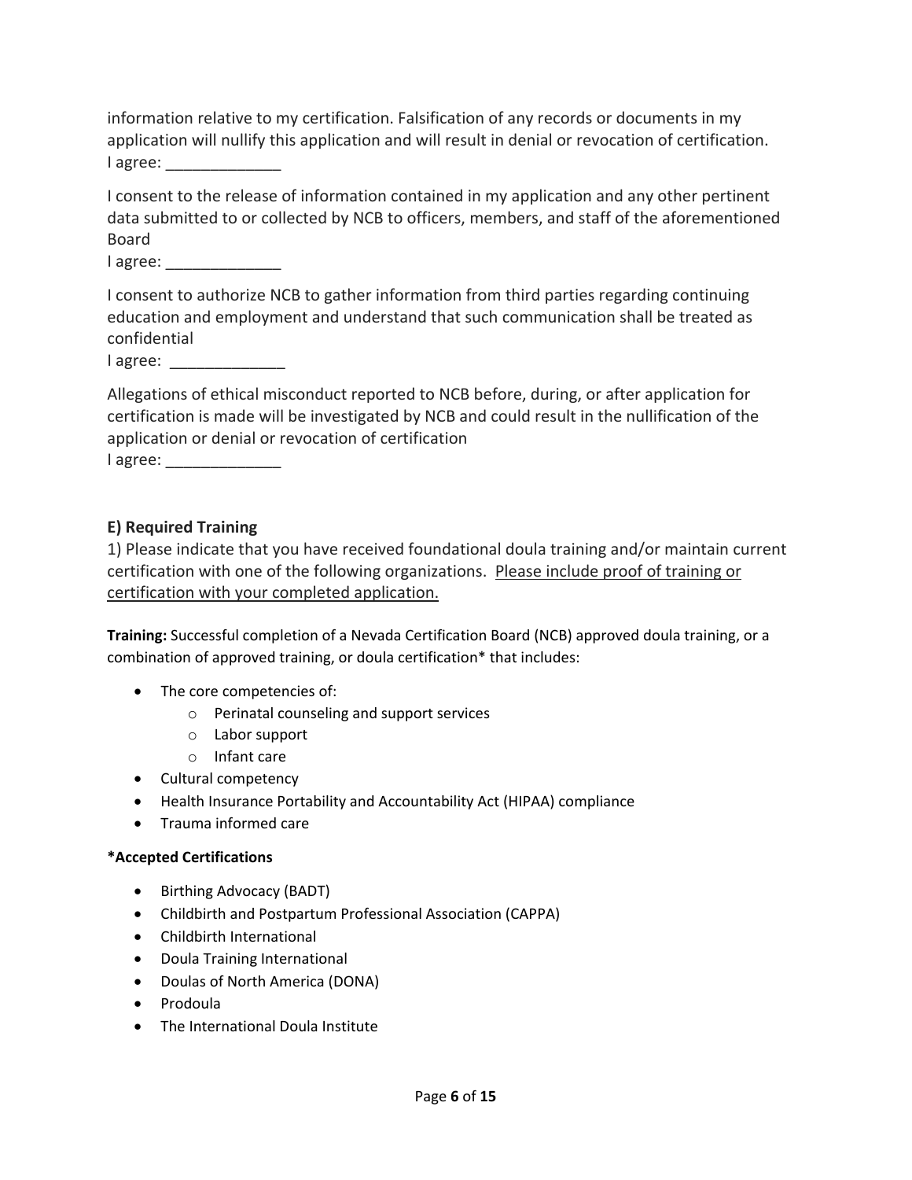information relative to my certification. Falsification of any records or documents in my application will nullify this application and will result in denial or revocation of certification.
I agree: _____________

I consent to the release of information contained in my application and any other pertinent data submitted to or collected by NCB to officers, members, and staff of the aforementioned Board
I agree: _____________

I consent to authorize NCB to gather information from third parties regarding continuing education and employment and understand that such communication shall be treated as confidential
I agree: _____________

Allegations of ethical misconduct reported to NCB before, during, or after application for certification is made will be investigated by NCB and could result in the nullification of the application or denial or revocation of certification
I agree: _____________

### E) Required Training

1) Please indicate that you have received foundational doula training and/or maintain current certification with one of the following organizations. <u>Please include proof of training or certification with your completed application.</u>

**Training:** Successful completion of a Nevada Certification Board (NCB) approved doula training, or a combination of approved training, or doula certification* that includes:

- The core competencies of:
  - Perinatal counseling and support services
  - Labor support
  - Infant care
- Cultural competency
- Health Insurance Portability and Accountability Act (HIPAA) compliance
- Trauma informed care

**\*Accepted Certifications**

- Birthing Advocacy (BADT)
- Childbirth and Postpartum Professional Association (CAPPA)
- Childbirth International
- Doula Training International
- Doulas of North America (DONA)
- Prodoula
- The International Doula Institute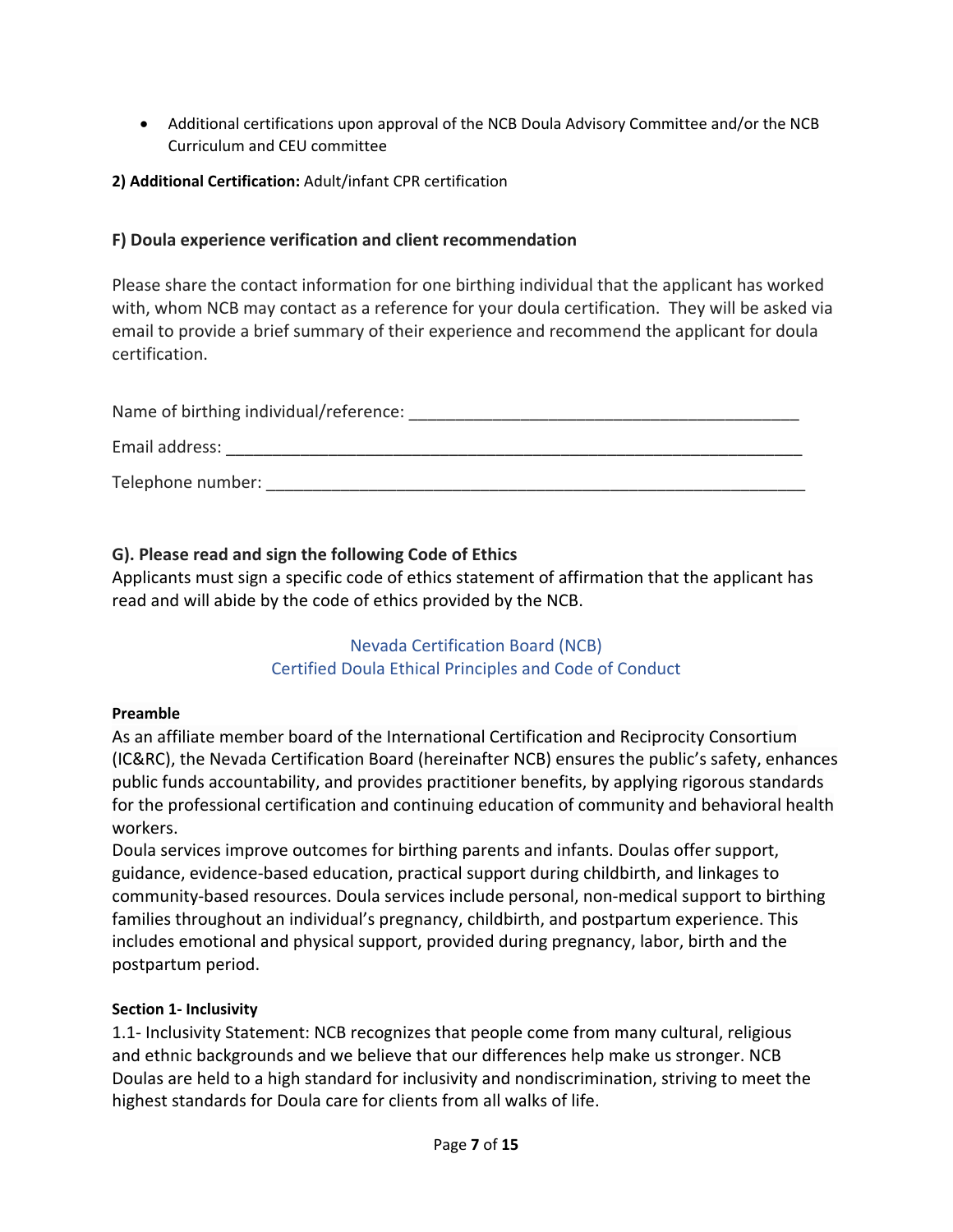- Additional certifications upon approval of the NCB Doula Advisory Committee and/or the NCB Curriculum and CEU committee

**2) Additional Certification:** Adult/infant CPR certification

### F) Doula experience verification and client recommendation

Please share the contact information for one birthing individual that the applicant has worked with, whom NCB may contact as a reference for your doula certification. They will be asked via email to provide a brief summary of their experience and recommend the applicant for doula certification.

Name of birthing individual/reference: ___________________________________________

Email address: ________________________________________________________________

Telephone number: ____________________________________________________________

### G). Please read and sign the following Code of Ethics

Applicants must sign a specific code of ethics statement of affirmation that the applicant has read and will abide by the code of ethics provided by the NCB.

## Nevada Certification Board (NCB)
## Certified Doula Ethical Principles and Code of Conduct

**Preamble**

As an affiliate member board of the International Certification and Reciprocity Consortium (IC&RC), the Nevada Certification Board (hereinafter NCB) ensures the public's safety, enhances public funds accountability, and provides practitioner benefits, by applying rigorous standards for the professional certification and continuing education of community and behavioral health workers.

Doula services improve outcomes for birthing parents and infants. Doulas offer support, guidance, evidence-based education, practical support during childbirth, and linkages to community-based resources. Doula services include personal, non-medical support to birthing families throughout an individual's pregnancy, childbirth, and postpartum experience. This includes emotional and physical support, provided during pregnancy, labor, birth and the postpartum period.

**Section 1- Inclusivity**

1.1- Inclusivity Statement: NCB recognizes that people come from many cultural, religious and ethnic backgrounds and we believe that our differences help make us stronger. NCB Doulas are held to a high standard for inclusivity and nondiscrimination, striving to meet the highest standards for Doula care for clients from all walks of life.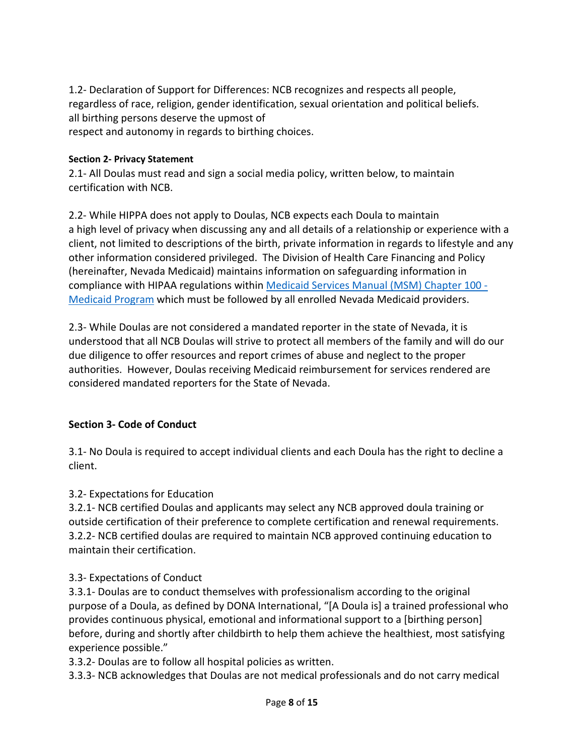1.2- Declaration of Support for Differences: NCB recognizes and respects all people, regardless of race, religion, gender identification, sexual orientation and political beliefs. all birthing persons deserve the upmost of respect and autonomy in regards to birthing choices.

#### Section 2- Privacy Statement

2.1- All Doulas must read and sign a social media policy, written below, to maintain certification with NCB.

2.2- While HIPPA does not apply to Doulas, NCB expects each Doula to maintain a high level of privacy when discussing any and all details of a relationship or experience with a client, not limited to descriptions of the birth, private information in regards to lifestyle and any other information considered privileged. The Division of Health Care Financing and Policy (hereinafter, Nevada Medicaid) maintains information on safeguarding information in compliance with HIPAA regulations within [Medicaid Services Manual (MSM) Chapter 100 - Medicaid Program]() which must be followed by all enrolled Nevada Medicaid providers.

2.3- While Doulas are not considered a mandated reporter in the state of Nevada, it is understood that all NCB Doulas will strive to protect all members of the family and will do our due diligence to offer resources and report crimes of abuse and neglect to the proper authorities. However, Doulas receiving Medicaid reimbursement for services rendered are considered mandated reporters for the State of Nevada.

### Section 3- Code of Conduct

3.1- No Doula is required to accept individual clients and each Doula has the right to decline a client.

3.2- Expectations for Education
3.2.1- NCB certified Doulas and applicants may select any NCB approved doula training or outside certification of their preference to complete certification and renewal requirements.
3.2.2- NCB certified doulas are required to maintain NCB approved continuing education to maintain their certification.

3.3- Expectations of Conduct
3.3.1- Doulas are to conduct themselves with professionalism according to the original purpose of a Doula, as defined by DONA International, "[A Doula is] a trained professional who provides continuous physical, emotional and informational support to a [birthing person] before, during and shortly after childbirth to help them achieve the healthiest, most satisfying experience possible."
3.3.2- Doulas are to follow all hospital policies as written.
3.3.3- NCB acknowledges that Doulas are not medical professionals and do not carry medical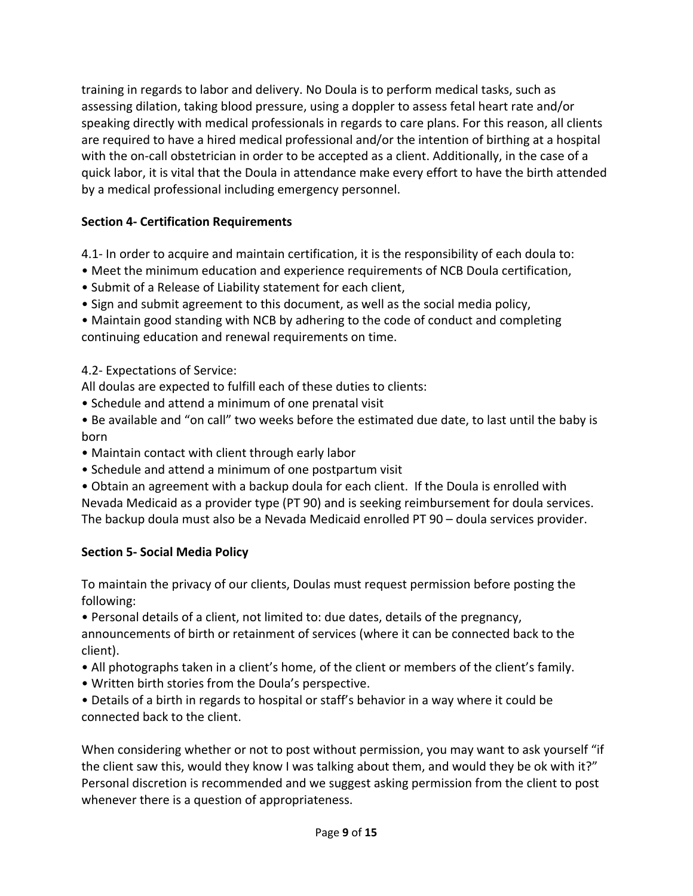training in regards to labor and delivery. No Doula is to perform medical tasks, such as assessing dilation, taking blood pressure, using a doppler to assess fetal heart rate and/or speaking directly with medical professionals in regards to care plans. For this reason, all clients are required to have a hired medical professional and/or the intention of birthing at a hospital with the on-call obstetrician in order to be accepted as a client. Additionally, in the case of a quick labor, it is vital that the Doula in attendance make every effort to have the birth attended by a medical professional including emergency personnel.

**Section 4- Certification Requirements**

4.1- In order to acquire and maintain certification, it is the responsibility of each doula to:

- Meet the minimum education and experience requirements of NCB Doula certification,
- Submit of a Release of Liability statement for each client,
- Sign and submit agreement to this document, as well as the social media policy,
- Maintain good standing with NCB by adhering to the code of conduct and completing continuing education and renewal requirements on time.

4.2- Expectations of Service:

All doulas are expected to fulfill each of these duties to clients:

- Schedule and attend a minimum of one prenatal visit
- Be available and "on call" two weeks before the estimated due date, to last until the baby is born
- Maintain contact with client through early labor
- Schedule and attend a minimum of one postpartum visit
- Obtain an agreement with a backup doula for each client. If the Doula is enrolled with Nevada Medicaid as a provider type (PT 90) and is seeking reimbursement for doula services. The backup doula must also be a Nevada Medicaid enrolled PT 90 – doula services provider.

**Section 5- Social Media Policy**

To maintain the privacy of our clients, Doulas must request permission before posting the following:

- Personal details of a client, not limited to: due dates, details of the pregnancy, announcements of birth or retainment of services (where it can be connected back to the client).
- All photographs taken in a client's home, of the client or members of the client's family.
- Written birth stories from the Doula's perspective.
- Details of a birth in regards to hospital or staff's behavior in a way where it could be connected back to the client.

When considering whether or not to post without permission, you may want to ask yourself "if the client saw this, would they know I was talking about them, and would they be ok with it?" Personal discretion is recommended and we suggest asking permission from the client to post whenever there is a question of appropriateness.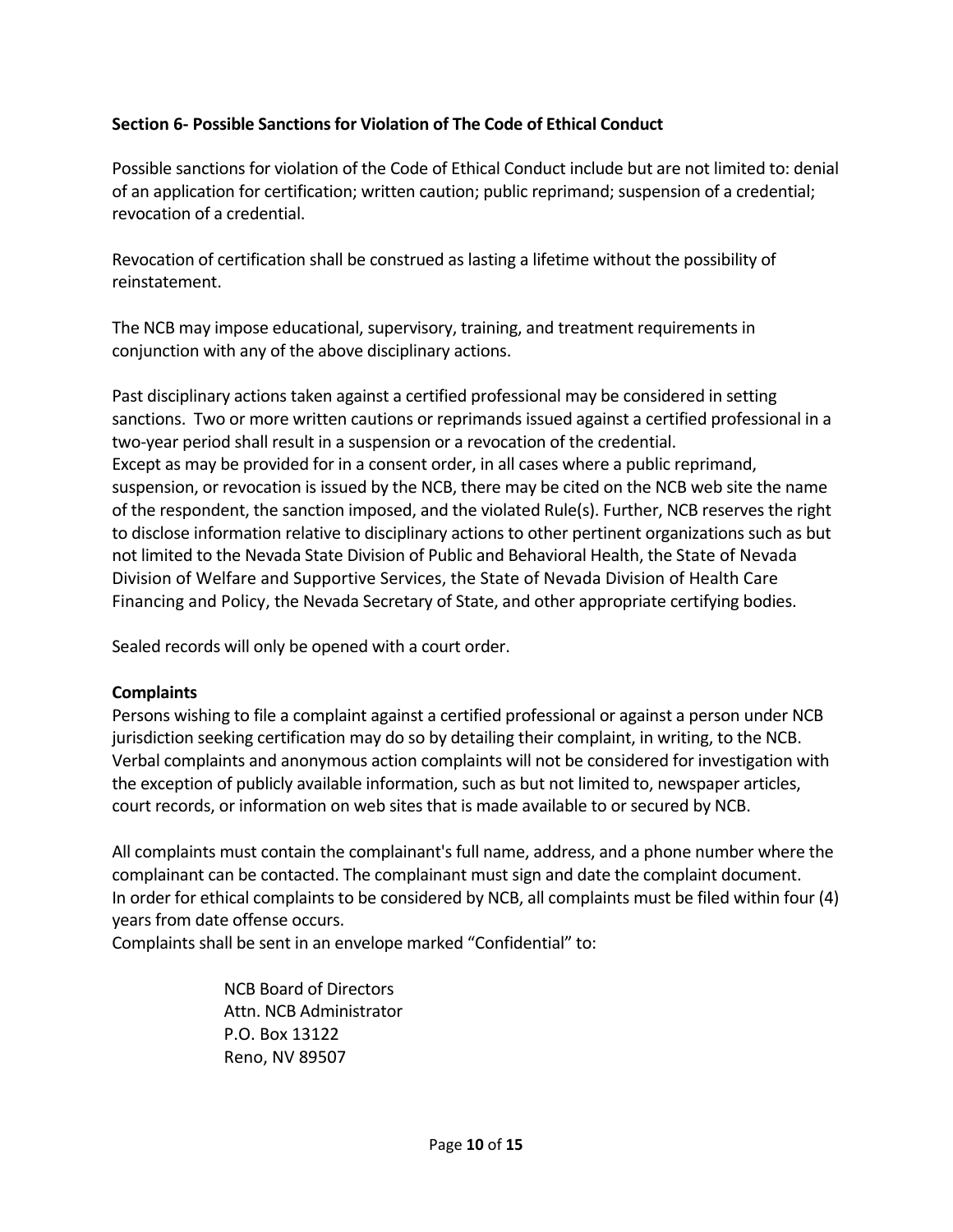### Section 6- Possible Sanctions for Violation of The Code of Ethical Conduct

Possible sanctions for violation of the Code of Ethical Conduct include but are not limited to: denial of an application for certification; written caution; public reprimand; suspension of a credential; revocation of a credential.

Revocation of certification shall be construed as lasting a lifetime without the possibility of reinstatement.

The NCB may impose educational, supervisory, training, and treatment requirements in conjunction with any of the above disciplinary actions.

Past disciplinary actions taken against a certified professional may be considered in setting sanctions. Two or more written cautions or reprimands issued against a certified professional in a two-year period shall result in a suspension or a revocation of the credential.
Except as may be provided for in a consent order, in all cases where a public reprimand, suspension, or revocation is issued by the NCB, there may be cited on the NCB web site the name of the respondent, the sanction imposed, and the violated Rule(s). Further, NCB reserves the right to disclose information relative to disciplinary actions to other pertinent organizations such as but not limited to the Nevada State Division of Public and Behavioral Health, the State of Nevada Division of Welfare and Supportive Services, the State of Nevada Division of Health Care Financing and Policy, the Nevada Secretary of State, and other appropriate certifying bodies.

Sealed records will only be opened with a court order.

**Complaints**
Persons wishing to file a complaint against a certified professional or against a person under NCB jurisdiction seeking certification may do so by detailing their complaint, in writing, to the NCB. Verbal complaints and anonymous action complaints will not be considered for investigation with the exception of publicly available information, such as but not limited to, newspaper articles, court records, or information on web sites that is made available to or secured by NCB.

All complaints must contain the complainant's full name, address, and a phone number where the complainant can be contacted. The complainant must sign and date the complaint document.
In order for ethical complaints to be considered by NCB, all complaints must be filed within four (4) years from date offense occurs.
Complaints shall be sent in an envelope marked "Confidential" to:

NCB Board of Directors
Attn. NCB Administrator
P.O. Box 13122
Reno, NV 89507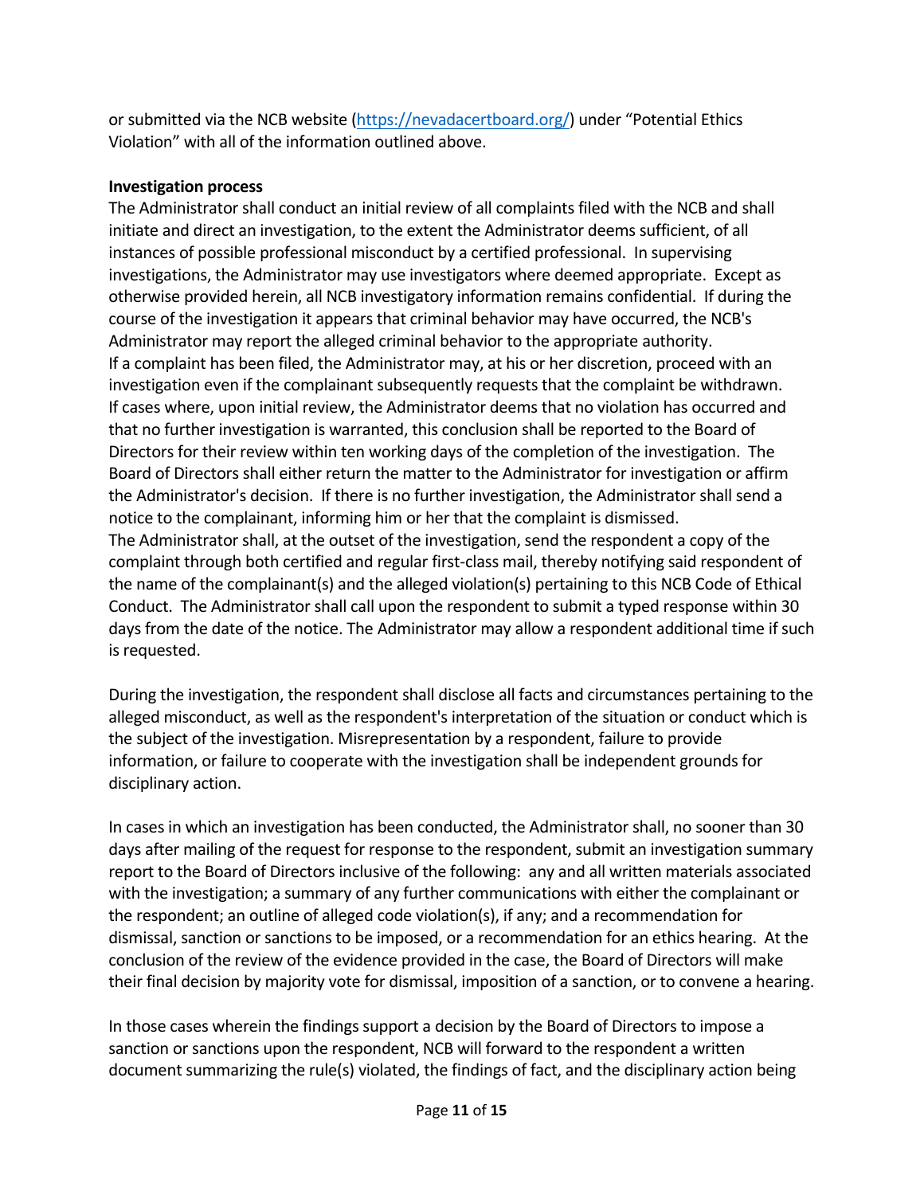or submitted via the NCB website (https://nevadacertboard.org/) under "Potential Ethics Violation" with all of the information outlined above.

**Investigation process**

The Administrator shall conduct an initial review of all complaints filed with the NCB and shall initiate and direct an investigation, to the extent the Administrator deems sufficient, of all instances of possible professional misconduct by a certified professional. In supervising investigations, the Administrator may use investigators where deemed appropriate. Except as otherwise provided herein, all NCB investigatory information remains confidential. If during the course of the investigation it appears that criminal behavior may have occurred, the NCB's Administrator may report the alleged criminal behavior to the appropriate authority.
If a complaint has been filed, the Administrator may, at his or her discretion, proceed with an investigation even if the complainant subsequently requests that the complaint be withdrawn.
If cases where, upon initial review, the Administrator deems that no violation has occurred and that no further investigation is warranted, this conclusion shall be reported to the Board of Directors for their review within ten working days of the completion of the investigation. The Board of Directors shall either return the matter to the Administrator for investigation or affirm the Administrator's decision. If there is no further investigation, the Administrator shall send a notice to the complainant, informing him or her that the complaint is dismissed.
The Administrator shall, at the outset of the investigation, send the respondent a copy of the complaint through both certified and regular first-class mail, thereby notifying said respondent of the name of the complainant(s) and the alleged violation(s) pertaining to this NCB Code of Ethical Conduct. The Administrator shall call upon the respondent to submit a typed response within 30 days from the date of the notice. The Administrator may allow a respondent additional time if such is requested.

During the investigation, the respondent shall disclose all facts and circumstances pertaining to the alleged misconduct, as well as the respondent's interpretation of the situation or conduct which is the subject of the investigation. Misrepresentation by a respondent, failure to provide information, or failure to cooperate with the investigation shall be independent grounds for disciplinary action.

In cases in which an investigation has been conducted, the Administrator shall, no sooner than 30 days after mailing of the request for response to the respondent, submit an investigation summary report to the Board of Directors inclusive of the following: any and all written materials associated with the investigation; a summary of any further communications with either the complainant or the respondent; an outline of alleged code violation(s), if any; and a recommendation for dismissal, sanction or sanctions to be imposed, or a recommendation for an ethics hearing. At the conclusion of the review of the evidence provided in the case, the Board of Directors will make their final decision by majority vote for dismissal, imposition of a sanction, or to convene a hearing.

In those cases wherein the findings support a decision by the Board of Directors to impose a sanction or sanctions upon the respondent, NCB will forward to the respondent a written document summarizing the rule(s) violated, the findings of fact, and the disciplinary action being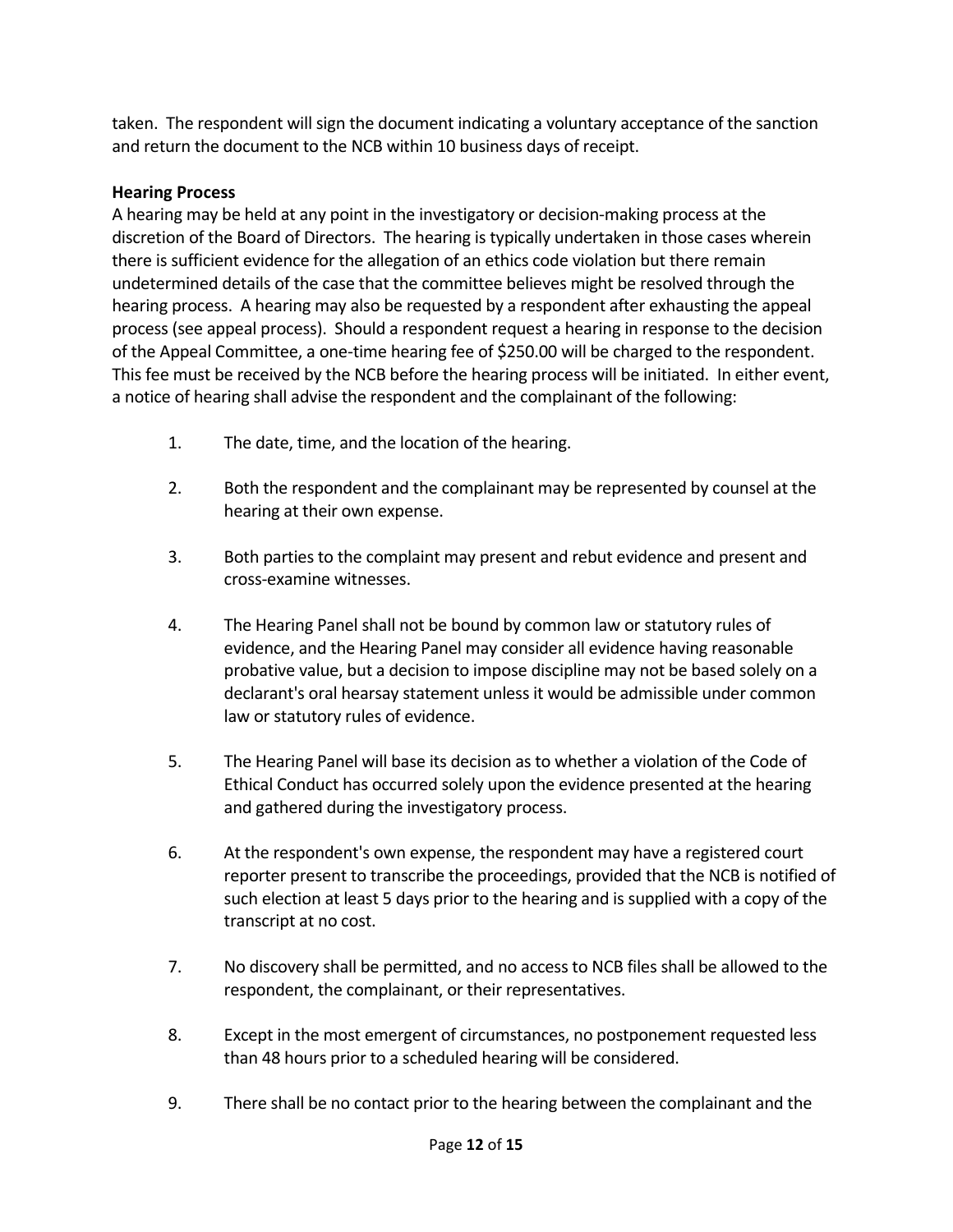taken. The respondent will sign the document indicating a voluntary acceptance of the sanction and return the document to the NCB within 10 business days of receipt.

**Hearing Process**

A hearing may be held at any point in the investigatory or decision-making process at the discretion of the Board of Directors. The hearing is typically undertaken in those cases wherein there is sufficient evidence for the allegation of an ethics code violation but there remain undetermined details of the case that the committee believes might be resolved through the hearing process. A hearing may also be requested by a respondent after exhausting the appeal process (see appeal process). Should a respondent request a hearing in response to the decision of the Appeal Committee, a one-time hearing fee of $250.00 will be charged to the respondent. This fee must be received by the NCB before the hearing process will be initiated. In either event, a notice of hearing shall advise the respondent and the complainant of the following:

1. The date, time, and the location of the hearing.

2. Both the respondent and the complainant may be represented by counsel at the hearing at their own expense.

3. Both parties to the complaint may present and rebut evidence and present and cross-examine witnesses.

4. The Hearing Panel shall not be bound by common law or statutory rules of evidence, and the Hearing Panel may consider all evidence having reasonable probative value, but a decision to impose discipline may not be based solely on a declarant's oral hearsay statement unless it would be admissible under common law or statutory rules of evidence.

5. The Hearing Panel will base its decision as to whether a violation of the Code of Ethical Conduct has occurred solely upon the evidence presented at the hearing and gathered during the investigatory process.

6. At the respondent's own expense, the respondent may have a registered court reporter present to transcribe the proceedings, provided that the NCB is notified of such election at least 5 days prior to the hearing and is supplied with a copy of the transcript at no cost.

7. No discovery shall be permitted, and no access to NCB files shall be allowed to the respondent, the complainant, or their representatives.

8. Except in the most emergent of circumstances, no postponement requested less than 48 hours prior to a scheduled hearing will be considered.

9. There shall be no contact prior to the hearing between the complainant and the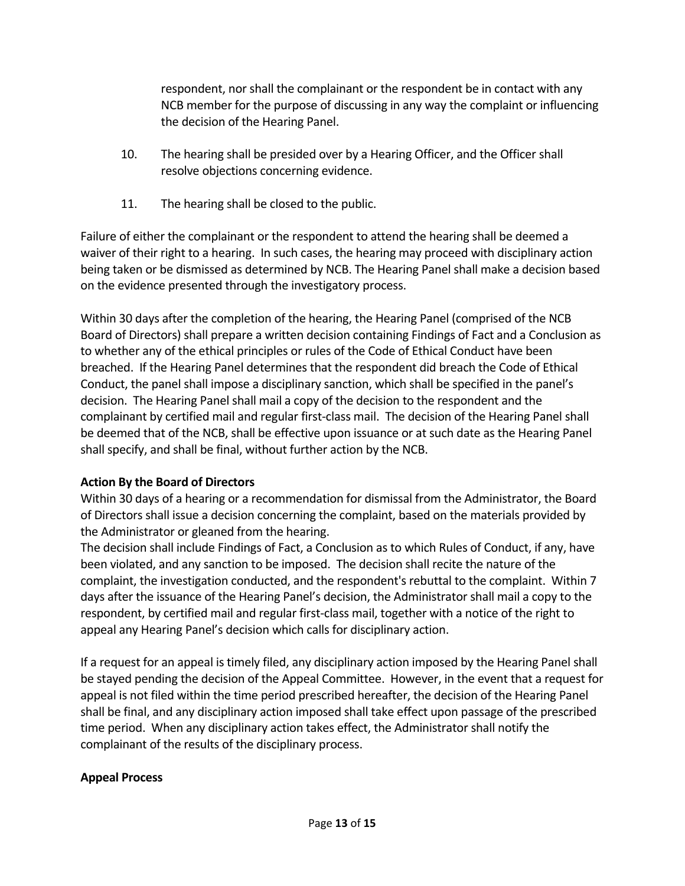respondent, nor shall the complainant or the respondent be in contact with any NCB member for the purpose of discussing in any way the complaint or influencing the decision of the Hearing Panel.

10. The hearing shall be presided over by a Hearing Officer, and the Officer shall resolve objections concerning evidence.

11. The hearing shall be closed to the public.

Failure of either the complainant or the respondent to attend the hearing shall be deemed a waiver of their right to a hearing. In such cases, the hearing may proceed with disciplinary action being taken or be dismissed as determined by NCB. The Hearing Panel shall make a decision based on the evidence presented through the investigatory process.

Within 30 days after the completion of the hearing, the Hearing Panel (comprised of the NCB Board of Directors) shall prepare a written decision containing Findings of Fact and a Conclusion as to whether any of the ethical principles or rules of the Code of Ethical Conduct have been breached. If the Hearing Panel determines that the respondent did breach the Code of Ethical Conduct, the panel shall impose a disciplinary sanction, which shall be specified in the panel's decision. The Hearing Panel shall mail a copy of the decision to the respondent and the complainant by certified mail and regular first-class mail. The decision of the Hearing Panel shall be deemed that of the NCB, shall be effective upon issuance or at such date as the Hearing Panel shall specify, and shall be final, without further action by the NCB.

**Action By the Board of Directors**

Within 30 days of a hearing or a recommendation for dismissal from the Administrator, the Board of Directors shall issue a decision concerning the complaint, based on the materials provided by the Administrator or gleaned from the hearing.

The decision shall include Findings of Fact, a Conclusion as to which Rules of Conduct, if any, have been violated, and any sanction to be imposed. The decision shall recite the nature of the complaint, the investigation conducted, and the respondent's rebuttal to the complaint. Within 7 days after the issuance of the Hearing Panel's decision, the Administrator shall mail a copy to the respondent, by certified mail and regular first-class mail, together with a notice of the right to appeal any Hearing Panel's decision which calls for disciplinary action.

If a request for an appeal is timely filed, any disciplinary action imposed by the Hearing Panel shall be stayed pending the decision of the Appeal Committee. However, in the event that a request for appeal is not filed within the time period prescribed hereafter, the decision of the Hearing Panel shall be final, and any disciplinary action imposed shall take effect upon passage of the prescribed time period. When any disciplinary action takes effect, the Administrator shall notify the complainant of the results of the disciplinary process.

**Appeal Process**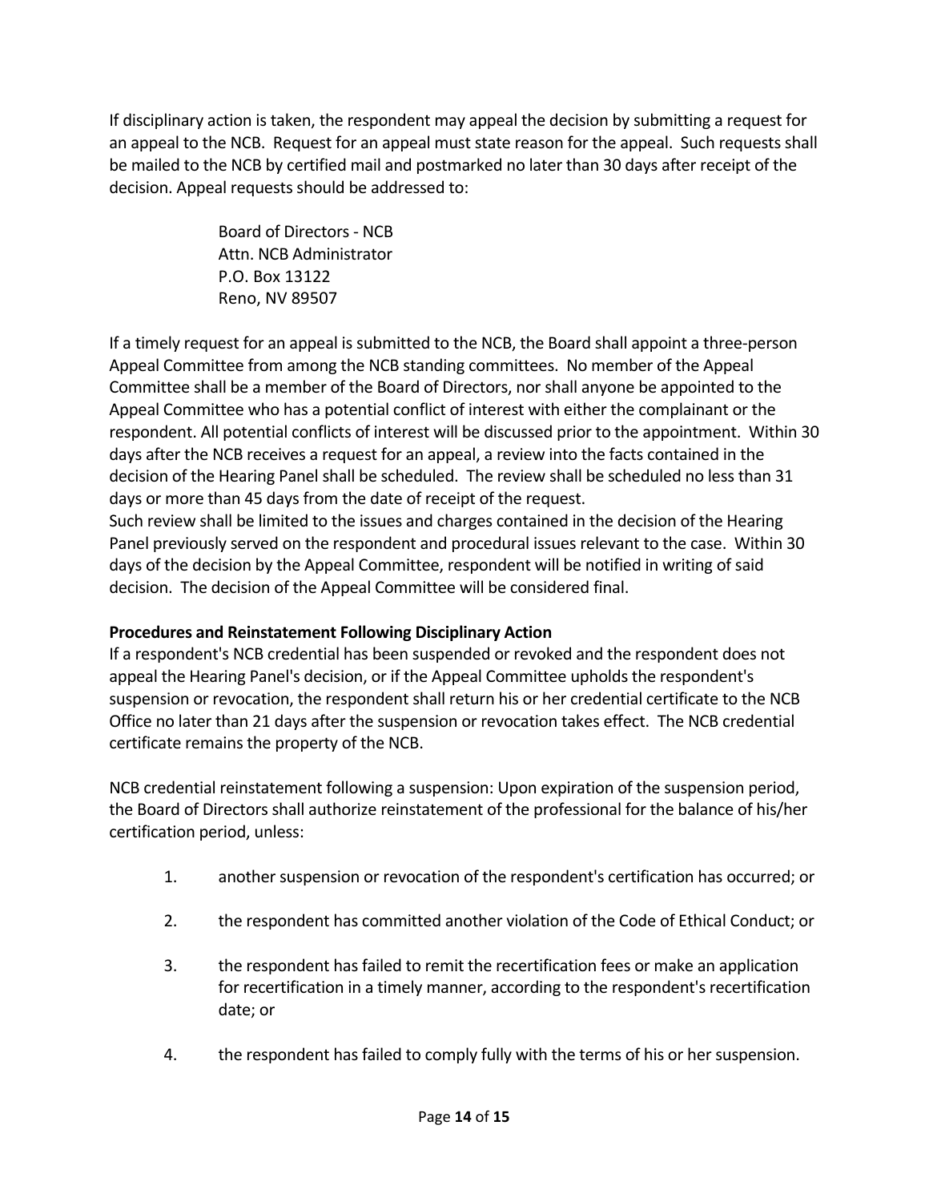If disciplinary action is taken, the respondent may appeal the decision by submitting a request for an appeal to the NCB. Request for an appeal must state reason for the appeal. Such requests shall be mailed to the NCB by certified mail and postmarked no later than 30 days after receipt of the decision. Appeal requests should be addressed to:

> Board of Directors - NCB
> Attn. NCB Administrator
> P.O. Box 13122
> Reno, NV 89507

If a timely request for an appeal is submitted to the NCB, the Board shall appoint a three-person Appeal Committee from among the NCB standing committees. No member of the Appeal Committee shall be a member of the Board of Directors, nor shall anyone be appointed to the Appeal Committee who has a potential conflict of interest with either the complainant or the respondent. All potential conflicts of interest will be discussed prior to the appointment. Within 30 days after the NCB receives a request for an appeal, a review into the facts contained in the decision of the Hearing Panel shall be scheduled. The review shall be scheduled no less than 31 days or more than 45 days from the date of receipt of the request.
Such review shall be limited to the issues and charges contained in the decision of the Hearing Panel previously served on the respondent and procedural issues relevant to the case. Within 30 days of the decision by the Appeal Committee, respondent will be notified in writing of said decision. The decision of the Appeal Committee will be considered final.

**Procedures and Reinstatement Following Disciplinary Action**
If a respondent's NCB credential has been suspended or revoked and the respondent does not appeal the Hearing Panel's decision, or if the Appeal Committee upholds the respondent's suspension or revocation, the respondent shall return his or her credential certificate to the NCB Office no later than 21 days after the suspension or revocation takes effect. The NCB credential certificate remains the property of the NCB.

NCB credential reinstatement following a suspension: Upon expiration of the suspension period, the Board of Directors shall authorize reinstatement of the professional for the balance of his/her certification period, unless:

1. another suspension or revocation of the respondent's certification has occurred; or
2. the respondent has committed another violation of the Code of Ethical Conduct; or
3. the respondent has failed to remit the recertification fees or make an application for recertification in a timely manner, according to the respondent's recertification date; or
4. the respondent has failed to comply fully with the terms of his or her suspension.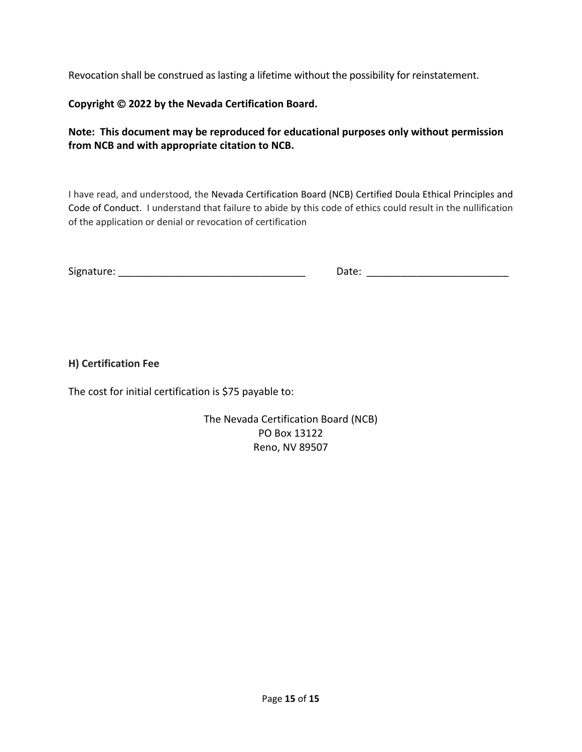Revocation shall be construed as lasting a lifetime without the possibility for reinstatement.

**Copyright © 2022 by the Nevada Certification Board.**

**Note: This document may be reproduced for educational purposes only without permission from NCB and with appropriate citation to NCB.**

I have read, and understood, the Nevada Certification Board (NCB) Certified Doula Ethical Principles and Code of Conduct. I understand that failure to abide by this code of ethics could result in the nullification of the application or denial or revocation of certification

Signature: ________________________________ Date: ________________________

**H) Certification Fee**

The cost for initial certification is $75 payable to:

The Nevada Certification Board (NCB)
PO Box 13122
Reno, NV 89507